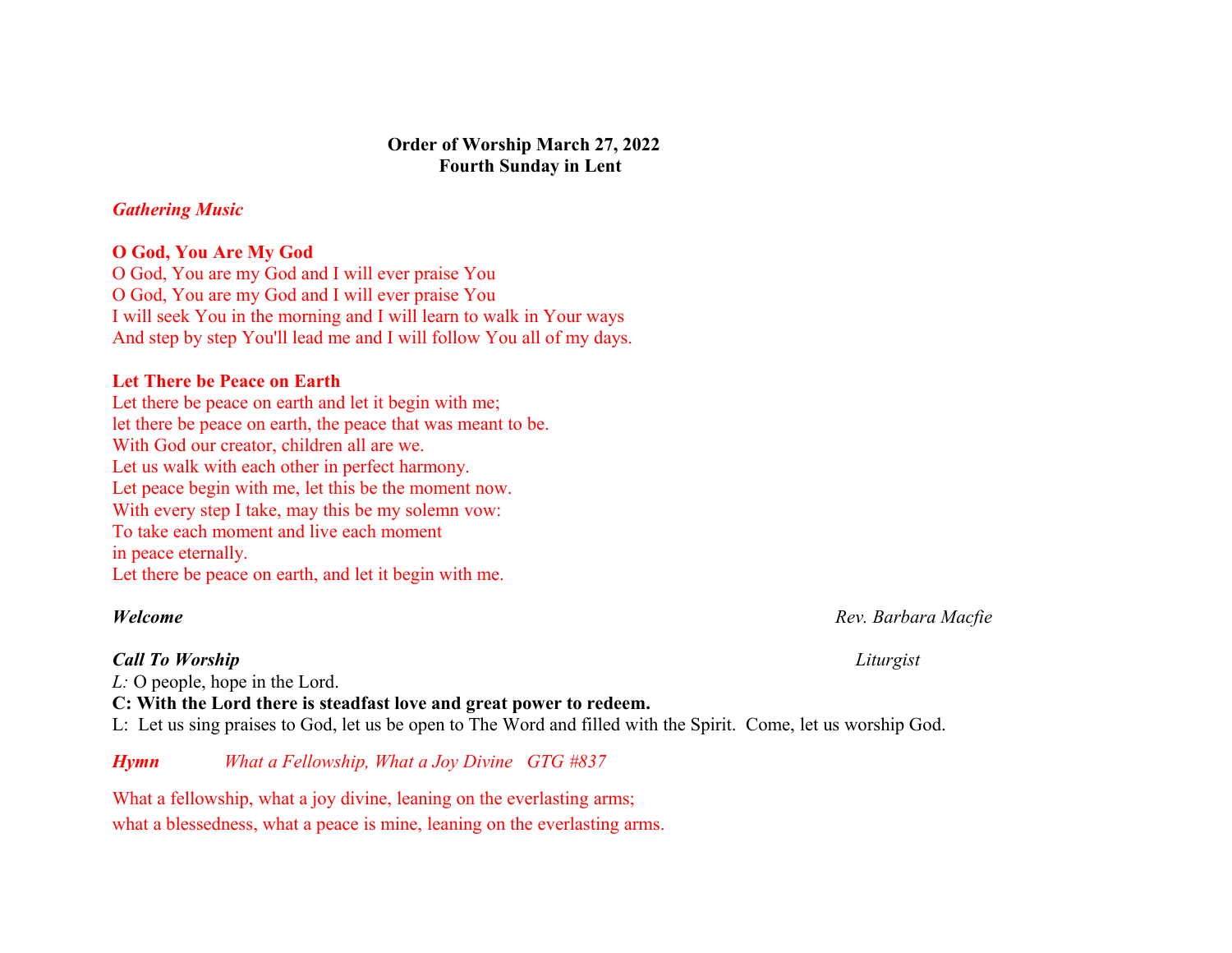**Order of Worship March 27, 2022**
**Fourth Sunday in Lent**

***Gathering Music***

**O God, You Are My God**

O God, You are my God and I will ever praise You
O God, You are my God and I will ever praise You
I will seek You in the morning and I will learn to walk in Your ways
And step by step You'll lead me and I will follow You all of my days.

**Let There be Peace on Earth**

Let there be peace on earth and let it begin with me;
let there be peace on earth, the peace that was meant to be.
With God our creator, children all are we.
Let us walk with each other in perfect harmony.
Let peace begin with me, let this be the moment now.
With every step I take, may this be my solemn vow:
To take each moment and live each moment
in peace eternally.
Let there be peace on earth, and let it begin with me.

***Welcome*** *Rev. Barbara Macfie*

***Call To Worship*** *Liturgist*

*L:* O people, hope in the Lord.
**C: With the Lord there is steadfast love and great power to redeem.**
L: Let us sing praises to God, let us be open to The Word and filled with the Spirit. Come, let us worship God.

***Hymn*** *What a Fellowship, What a Joy Divine GTG #837*

What a fellowship, what a joy divine, leaning on the everlasting arms;
what a blessedness, what a peace is mine, leaning on the everlasting arms.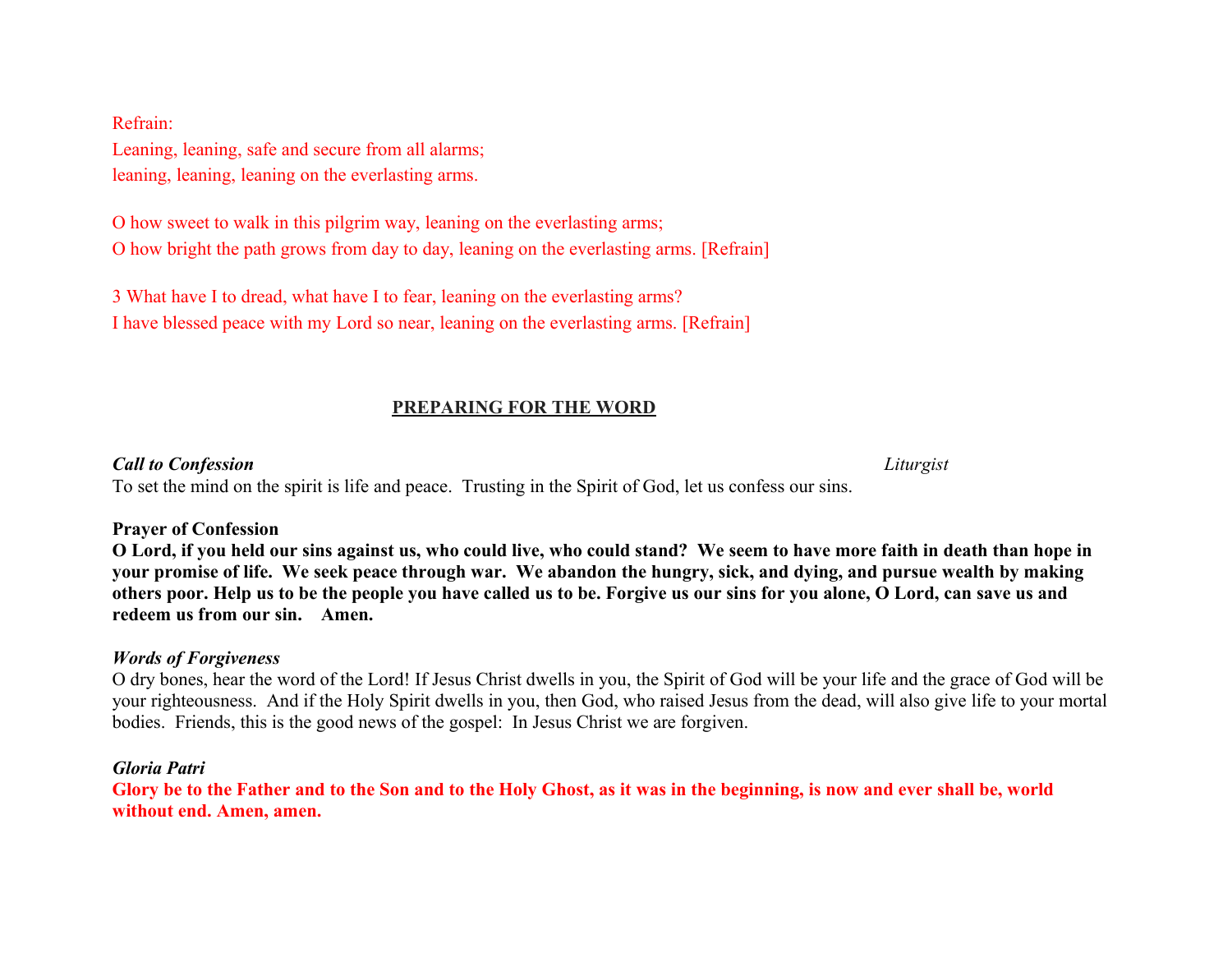Refrain:
Leaning, leaning, safe and secure from all alarms;
leaning, leaning, leaning on the everlasting arms.

O how sweet to walk in this pilgrim way, leaning on the everlasting arms;
O how bright the path grows from day to day, leaning on the everlasting arms. [Refrain]

3 What have I to dread, what have I to fear, leaning on the everlasting arms?
I have blessed peace with my Lord so near, leaning on the everlasting arms. [Refrain]

## PREPARING FOR THE WORD

***Call to Confession*** *Liturgist*

To set the mind on the spirit is life and peace. Trusting in the Spirit of God, let us confess our sins.

**Prayer of Confession**

**O Lord, if you held our sins against us, who could live, who could stand? We seem to have more faith in death than hope in your promise of life. We seek peace through war. We abandon the hungry, sick, and dying, and pursue wealth by making others poor. Help us to be the people you have called us to be. Forgive us our sins for you alone, O Lord, can save us and redeem us from our sin. Amen.**

***Words of Forgiveness***

O dry bones, hear the word of the Lord! If Jesus Christ dwells in you, the Spirit of God will be your life and the grace of God will be your righteousness. And if the Holy Spirit dwells in you, then God, who raised Jesus from the dead, will also give life to your mortal bodies. Friends, this is the good news of the gospel: In Jesus Christ we are forgiven.

***Gloria Patri***

**Glory be to the Father and to the Son and to the Holy Ghost, as it was in the beginning, is now and ever shall be, world without end. Amen, amen.**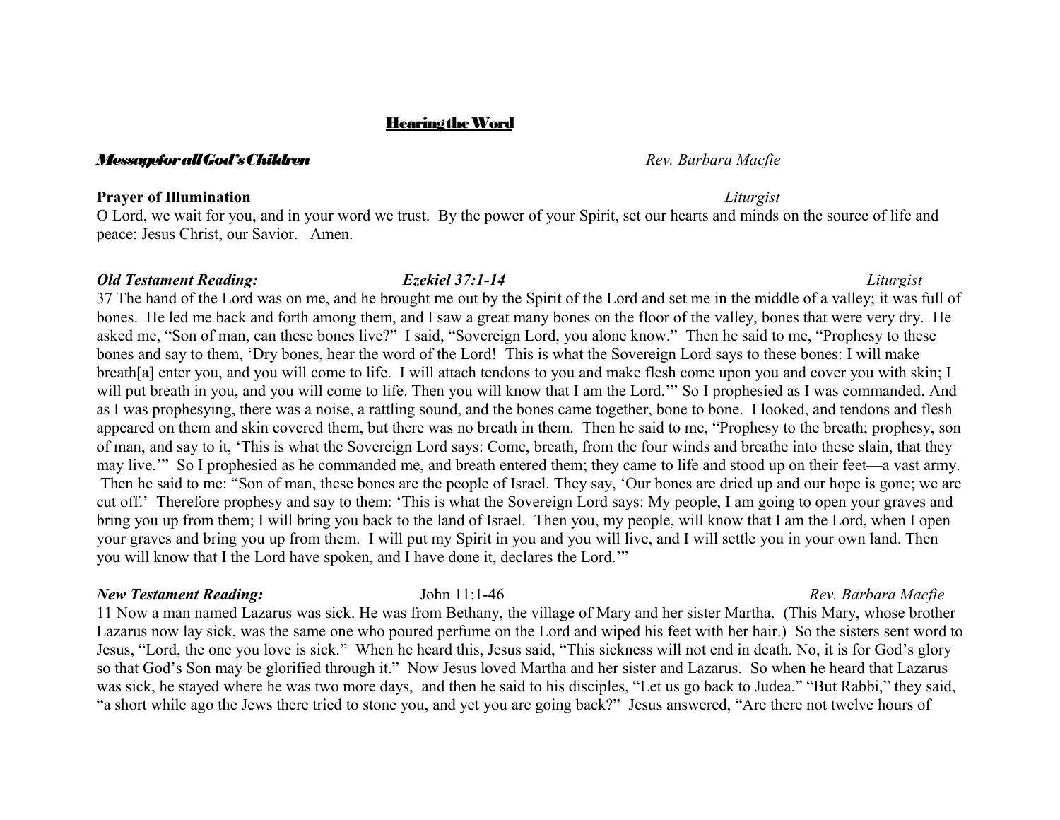## Hearing the Word

***Message for all God's Children*** *Rev. Barbara Macfie*

**Prayer of Illumination** *Liturgist*
O Lord, we wait for you, and in your word we trust. By the power of your Spirit, set our hearts and minds on the source of life and peace: Jesus Christ, our Savior. Amen.

***Old Testament Reading:*** ***Ezekiel 37:1-14*** *Liturgist*
37 The hand of the Lord was on me, and he brought me out by the Spirit of the Lord and set me in the middle of a valley; it was full of bones. He led me back and forth among them, and I saw a great many bones on the floor of the valley, bones that were very dry. He asked me, "Son of man, can these bones live?" I said, "Sovereign Lord, you alone know." Then he said to me, "Prophesy to these bones and say to them, 'Dry bones, hear the word of the Lord! This is what the Sovereign Lord says to these bones: I will make breath[a] enter you, and you will come to life. I will attach tendons to you and make flesh come upon you and cover you with skin; I will put breath in you, and you will come to life. Then you will know that I am the Lord.'" So I prophesied as I was commanded. And as I was prophesying, there was a noise, a rattling sound, and the bones came together, bone to bone. I looked, and tendons and flesh appeared on them and skin covered them, but there was no breath in them. Then he said to me, "Prophesy to the breath; prophesy, son of man, and say to it, 'This is what the Sovereign Lord says: Come, breath, from the four winds and breathe into these slain, that they may live.'" So I prophesied as he commanded me, and breath entered them; they came to life and stood up on their feet—a vast army. Then he said to me: "Son of man, these bones are the people of Israel. They say, 'Our bones are dried up and our hope is gone; we are cut off.' Therefore prophesy and say to them: 'This is what the Sovereign Lord says: My people, I am going to open your graves and bring you up from them; I will bring you back to the land of Israel. Then you, my people, will know that I am the Lord, when I open your graves and bring you up from them. I will put my Spirit in you and you will live, and I will settle you in your own land. Then you will know that I the Lord have spoken, and I have done it, declares the Lord.'"

***New Testament Reading:*** John 11:1-46 *Rev. Barbara Macfie*
11 Now a man named Lazarus was sick. He was from Bethany, the village of Mary and her sister Martha. (This Mary, whose brother Lazarus now lay sick, was the same one who poured perfume on the Lord and wiped his feet with her hair.) So the sisters sent word to Jesus, "Lord, the one you love is sick." When he heard this, Jesus said, "This sickness will not end in death. No, it is for God's glory so that God's Son may be glorified through it." Now Jesus loved Martha and her sister and Lazarus. So when he heard that Lazarus was sick, he stayed where he was two more days, and then he said to his disciples, "Let us go back to Judea." "But Rabbi," they said, "a short while ago the Jews there tried to stone you, and yet you are going back?" Jesus answered, "Are there not twelve hours of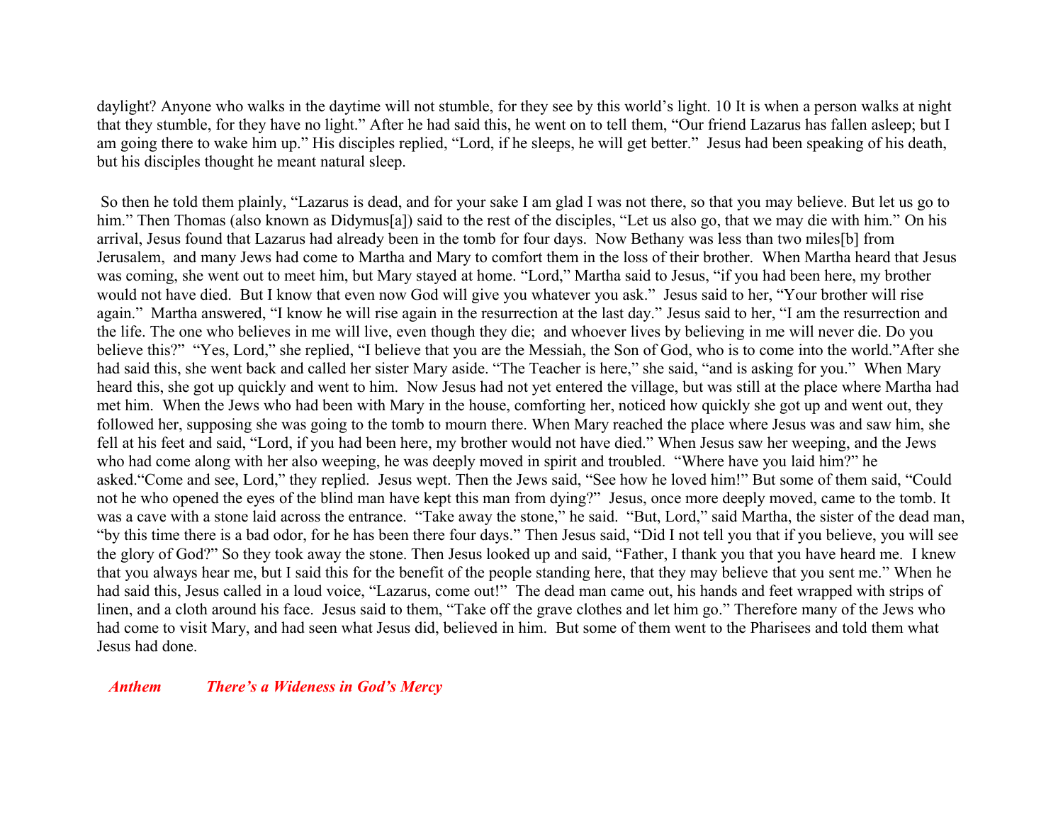daylight? Anyone who walks in the daytime will not stumble, for they see by this world's light. 10 It is when a person walks at night that they stumble, for they have no light." After he had said this, he went on to tell them, "Our friend Lazarus has fallen asleep; but I am going there to wake him up." His disciples replied, "Lord, if he sleeps, he will get better." Jesus had been speaking of his death, but his disciples thought he meant natural sleep.

So then he told them plainly, "Lazarus is dead, and for your sake I am glad I was not there, so that you may believe. But let us go to him." Then Thomas (also known as Didymus[a]) said to the rest of the disciples, "Let us also go, that we may die with him." On his arrival, Jesus found that Lazarus had already been in the tomb for four days. Now Bethany was less than two miles[b] from Jerusalem, and many Jews had come to Martha and Mary to comfort them in the loss of their brother. When Martha heard that Jesus was coming, she went out to meet him, but Mary stayed at home. "Lord," Martha said to Jesus, "if you had been here, my brother would not have died. But I know that even now God will give you whatever you ask." Jesus said to her, "Your brother will rise again." Martha answered, "I know he will rise again in the resurrection at the last day." Jesus said to her, "I am the resurrection and the life. The one who believes in me will live, even though they die; and whoever lives by believing in me will never die. Do you believe this?" "Yes, Lord," she replied, "I believe that you are the Messiah, the Son of God, who is to come into the world."After she had said this, she went back and called her sister Mary aside. "The Teacher is here," she said, "and is asking for you." When Mary heard this, she got up quickly and went to him. Now Jesus had not yet entered the village, but was still at the place where Martha had met him. When the Jews who had been with Mary in the house, comforting her, noticed how quickly she got up and went out, they followed her, supposing she was going to the tomb to mourn there. When Mary reached the place where Jesus was and saw him, she fell at his feet and said, "Lord, if you had been here, my brother would not have died." When Jesus saw her weeping, and the Jews who had come along with her also weeping, he was deeply moved in spirit and troubled. "Where have you laid him?" he asked."Come and see, Lord," they replied. Jesus wept. Then the Jews said, "See how he loved him!" But some of them said, "Could not he who opened the eyes of the blind man have kept this man from dying?" Jesus, once more deeply moved, came to the tomb. It was a cave with a stone laid across the entrance. "Take away the stone," he said. "But, Lord," said Martha, the sister of the dead man, "by this time there is a bad odor, for he has been there four days." Then Jesus said, "Did I not tell you that if you believe, you will see the glory of God?" So they took away the stone. Then Jesus looked up and said, "Father, I thank you that you have heard me. I knew that you always hear me, but I said this for the benefit of the people standing here, that they may believe that you sent me." When he had said this, Jesus called in a loud voice, "Lazarus, come out!" The dead man came out, his hands and feet wrapped with strips of linen, and a cloth around his face. Jesus said to them, "Take off the grave clothes and let him go." Therefore many of the Jews who had come to visit Mary, and had seen what Jesus did, believed in him. But some of them went to the Pharisees and told them what Jesus had done.

***Anthem*** ***There's a Wideness in God's Mercy***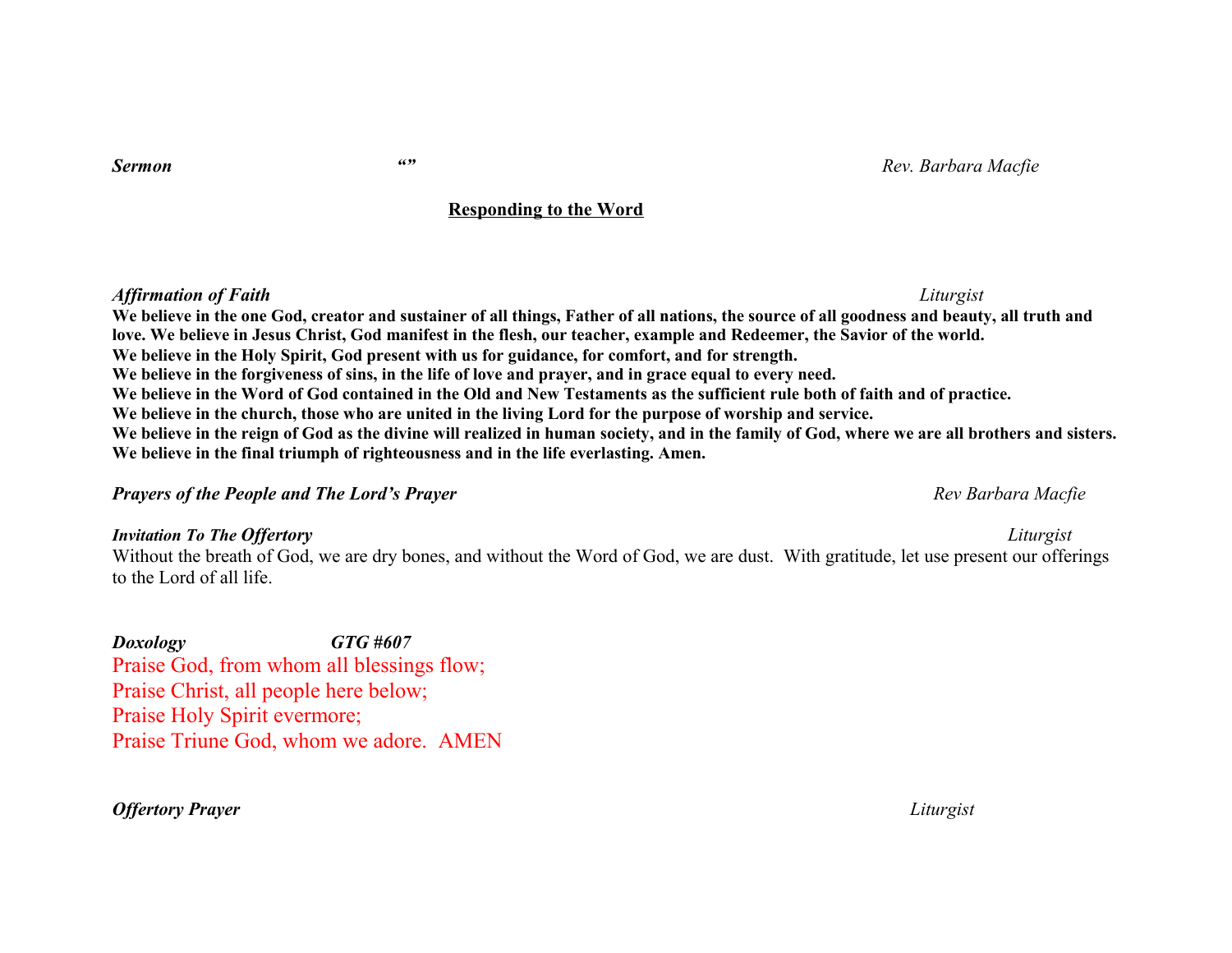***Sermon*** **“”** *Rev. Barbara Macfie*

## Responding to the Word

***Affirmation of Faith*** *Liturgist*

**We believe in the one God, creator and sustainer of all things, Father of all nations, the source of all goodness and beauty, all truth and love. We believe in Jesus Christ, God manifest in the flesh, our teacher, example and Redeemer, the Savior of the world.**
**We believe in the Holy Spirit, God present with us for guidance, for comfort, and for strength.**
**We believe in the forgiveness of sins, in the life of love and prayer, and in grace equal to every need.**
**We believe in the Word of God contained in the Old and New Testaments as the sufficient rule both of faith and of practice.**
**We believe in the church, those who are united in the living Lord for the purpose of worship and service.**
**We believe in the reign of God as the divine will realized in human society, and in the family of God, where we are all brothers and sisters.**
**We believe in the final triumph of righteousness and in the life everlasting. Amen.**

***Prayers of the People and The Lord’s Prayer*** *Rev Barbara Macfie*

***Invitation To The Offertory*** *Liturgist*

Without the breath of God, we are dry bones, and without the Word of God, we are dust. With gratitude, let use present our offerings to the Lord of all life.

***Doxology*** ***GTG #607***

Praise God, from whom all blessings flow;
Praise Christ, all people here below;
Praise Holy Spirit evermore;
Praise Triune God, whom we adore. AMEN

***Offertory Prayer*** *Liturgist*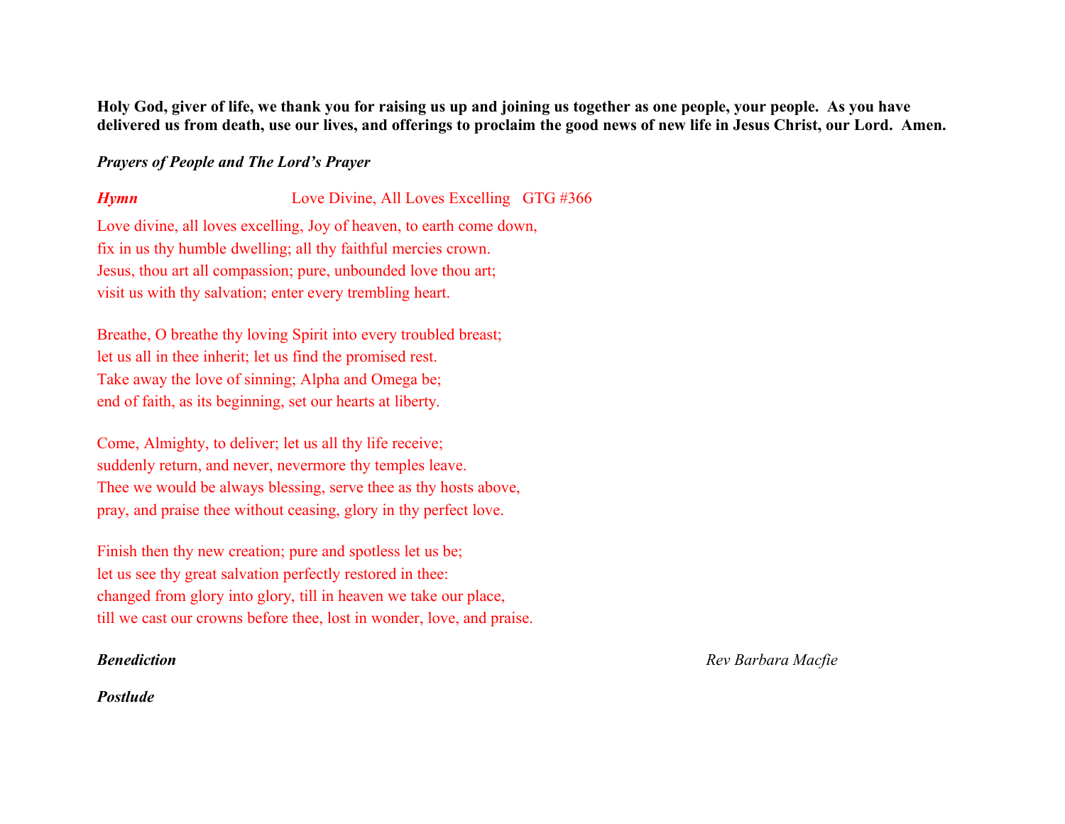**Holy God, giver of life, we thank you for raising us up and joining us together as one people, your people. As you have delivered us from death, use our lives, and offerings to proclaim the good news of new life in Jesus Christ, our Lord. Amen.**

***Prayers of People and The Lord's Prayer***

***Hymn*** Love Divine, All Loves Excelling GTG #366

Love divine, all loves excelling, Joy of heaven, to earth come down,
fix in us thy humble dwelling; all thy faithful mercies crown.
Jesus, thou art all compassion; pure, unbounded love thou art;
visit us with thy salvation; enter every trembling heart.

Breathe, O breathe thy loving Spirit into every troubled breast;
let us all in thee inherit; let us find the promised rest.
Take away the love of sinning; Alpha and Omega be;
end of faith, as its beginning, set our hearts at liberty.

Come, Almighty, to deliver; let us all thy life receive;
suddenly return, and never, nevermore thy temples leave.
Thee we would be always blessing, serve thee as thy hosts above,
pray, and praise thee without ceasing, glory in thy perfect love.

Finish then thy new creation; pure and spotless let us be;
let us see thy great salvation perfectly restored in thee:
changed from glory into glory, till in heaven we take our place,
till we cast our crowns before thee, lost in wonder, love, and praise.

***Benediction*** *Rev Barbara Macfie*

***Postlude***